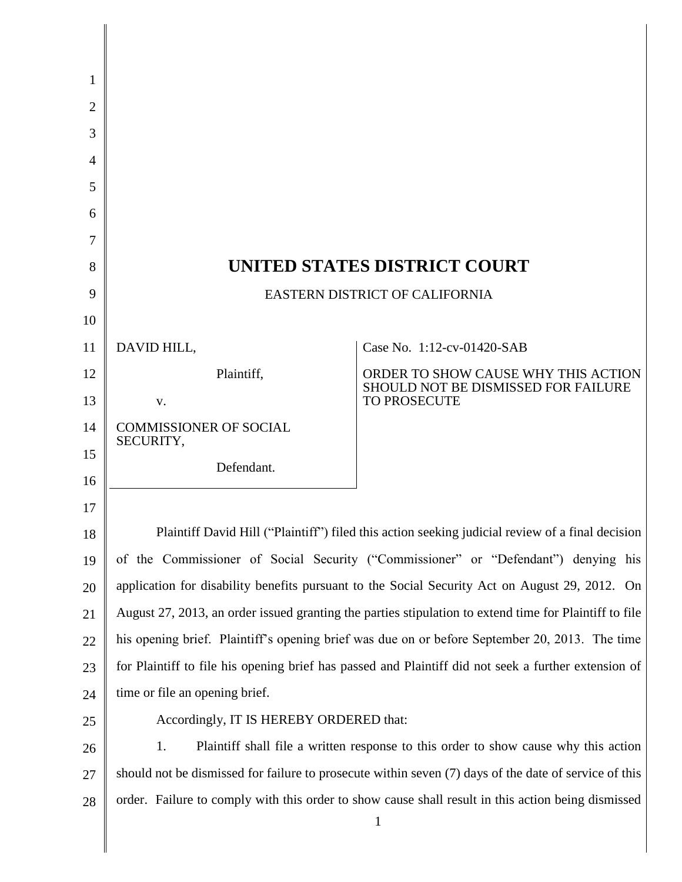# UNITED STATES DISTRICT COURT

EASTERN DISTRICT OF CALIFORNIA

| | |
|---|---|
| DAVID HILL,<br><br>Plaintiff,<br><br>v.<br><br>COMMISSIONER OF SOCIAL SECURITY,<br><br>Defendant. | Case No. 1:12-cv-01420-SAB<br><br>ORDER TO SHOW CAUSE WHY THIS ACTION SHOULD NOT BE DISMISSED FOR FAILURE TO PROSECUTE |

Plaintiff David Hill ("Plaintiff") filed this action seeking judicial review of a final decision of the Commissioner of Social Security ("Commissioner" or "Defendant") denying his application for disability benefits pursuant to the Social Security Act on August 29, 2012. On August 27, 2013, an order issued granting the parties stipulation to extend time for Plaintiff to file his opening brief. Plaintiff's opening brief was due on or before September 20, 2013. The time for Plaintiff to file his opening brief has passed and Plaintiff did not seek a further extension of time or file an opening brief.

Accordingly, IT IS HEREBY ORDERED that:

1. Plaintiff shall file a written response to this order to show cause why this action should not be dismissed for failure to prosecute within seven (7) days of the date of service of this order. Failure to comply with this order to show cause shall result in this action being dismissed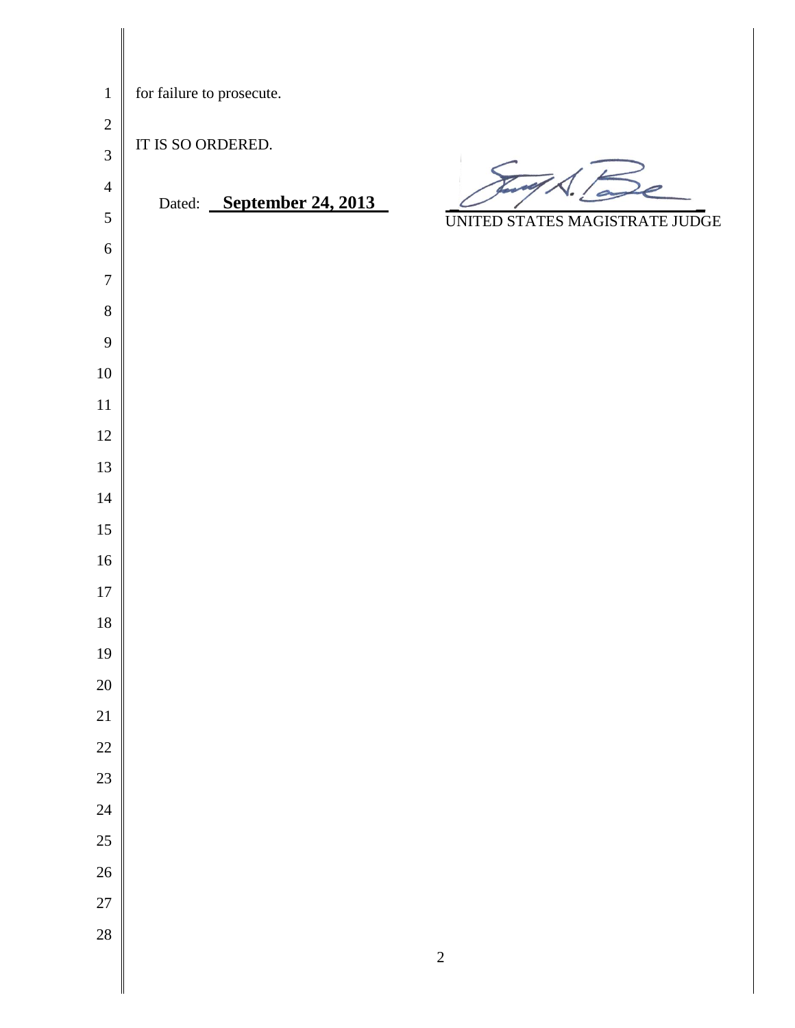for failure to prosecute.

IT IS SO ORDERED.

Dated: **September 24, 2013**

UNITED STATES MAGISTRATE JUDGE